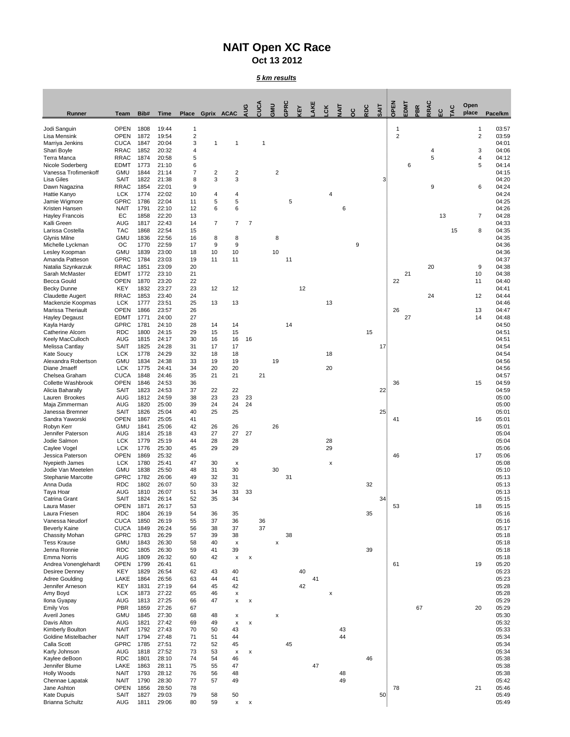# NAIT Open XC Race

## Oct 13 2012

***5 km results***

| Runner | Team | Bib# | Time | Place | Gprix | ACAC | AUG | CUCA | GMU | GPRC | KEY | LAKE | LCK | NAIT | OC | RDC | SAIT | OPEN | EDMT | PBR | RRAC | EC | TAC | Open place | Pace/km |
|---|---|---|---|---|---|---|---|---|---|---|---|---|---|---|---|---|---|---|---|---|---|---|---|---|---|
| Jodi Sanguin | OPEN | 1808 | 19:44 | 1 | | | | | | | | | | | | | | 1 | | | | | | 1 | 03:57 |
| Lisa Mensink | OPEN | 1872 | 19:54 | 2 | | | | | | | | | | | | | | 2 | | | | | | 2 | 03:59 |
| Marriya Jenkins | CUCA | 1847 | 20:04 | 3 | 1 | 1 | | 1 | | | | | | | | | | | | | | | | | 04:01 |
| Shari Boyle | RRAC | 1852 | 20:32 | 4 | | | | | | | | | | | | | | | | | 4 | | | 3 | 04:06 |
| Terra Manca | RRAC | 1874 | 20:58 | 5 | | | | | | | | | | | | | | | | | 5 | | | 4 | 04:12 |
| Nicole Soderberg | EDMT | 1773 | 21:10 | 6 | | | | | | | | | | | | | | | 6 | | | | | 5 | 04:14 |
| Vanessa Trofimenkoff | GMU | 1844 | 21:14 | 7 | 2 | 2 | | | 2 | | | | | | | | | | | | | | | | 04:15 |
| Lisa Giles | SAIT | 1822 | 21:38 | 8 | 3 | 3 | | | | | | | | | | | 3 | | | | | | | | 04:20 |
| Dawn Nagazina | RRAC | 1854 | 22:01 | 9 | | | | | | | | | | | | | | | | | 9 | | | 6 | 04:24 |
| Hattie Kanyo | LCK | 1774 | 22:02 | 10 | 4 | 4 | | | | | | | 4 | | | | | | | | | | | | 04:24 |
| Jamie Wigmore | GPRC | 1786 | 22:04 | 11 | 5 | 5 | | | | 5 | | | | | | | | | | | | | | | 04:25 |
| Kristen Hansen | NAIT | 1791 | 22:10 | 12 | 6 | 6 | | | | | | | | 6 | | | | | | | | | | | 04:26 |
| Hayley Francois | EC | 1858 | 22:20 | 13 | | | | | | | | | | | | | | | | | | 13 | | 7 | 04:28 |
| Kalli Green | AUG | 1817 | 22:43 | 14 | 7 | 7 | 7 | | | | | | | | | | | | | | | | | | 04:33 |
| Larissa Costella | TAC | 1868 | 22:54 | 15 | | | | | | | | | | | | | | | | | | | 15 | 8 | 04:35 |
| Glynis Milne | GMU | 1836 | 22:56 | 16 | 8 | 8 | | | 8 | | | | | | | | | | | | | | | | 04:35 |
| Michelle Lyckman | OC | 1770 | 22:59 | 17 | 9 | 9 | | | | | | | | | 9 | | | | | | | | | | 04:36 |
| Lesley Koopman | GMU | 1839 | 23:00 | 18 | 10 | 10 | | | 10 | | | | | | | | | | | | | | | | 04:36 |
| Amanda Patteson | GPRC | 1784 | 23:03 | 19 | 11 | 11 | | | | 11 | | | | | | | | | | | | | | | 04:37 |
| Natalia Szynkarzuk | RRAC | 1851 | 23:09 | 20 | | | | | | | | | | | | | | | | | 20 | | | 9 | 04:38 |
| Sarah McMaster | EDMT | 1772 | 23:10 | 21 | | | | | | | | | | | | | | | 21 | | | | | 10 | 04:38 |
| Becca Gould | OPEN | 1870 | 23:20 | 22 | | | | | | | | | | | | | | 22 | | | | | | 11 | 04:40 |
| Becky Dunne | KEY | 1832 | 23:27 | 23 | 12 | 12 | | | | | 12 | | | | | | | | | | | | | | 04:41 |
| Claudette Augert | RRAC | 1853 | 23:40 | 24 | | | | | | | | | | | | | | | | | 24 | | | 12 | 04:44 |
| Mackenzie Koopmas | LCK | 1777 | 23:51 | 25 | 13 | 13 | | | | | | | 13 | | | | | | | | | | | | 04:46 |
| Marissa Theriault | OPEN | 1866 | 23:57 | 26 | | | | | | | | | | | | | | 26 | | | | | | 13 | 04:47 |
| Hayley Degaust | EDMT | 1771 | 24:00 | 27 | | | | | | | | | | | | | | | 27 | | | | | 14 | 04:48 |
| Kayla Hardy | GPRC | 1781 | 24:10 | 28 | 14 | 14 | | | | 14 | | | | | | | | | | | | | | | 04:50 |
| Catherine Alcorn | RDC | 1800 | 24:15 | 29 | 15 | 15 | | | | | | | | | | 15 | | | | | | | | | 04:51 |
| Keely MacCulloch | AUG | 1815 | 24:17 | 30 | 16 | 16 | 16 | | | | | | | | | | | | | | | | | | 04:51 |
| Melissa Cantlay | SAIT | 1825 | 24:28 | 31 | 17 | 17 | | | | | | | | | | | 17 | | | | | | | | 04:54 |
| Kate Soucy | LCK | 1778 | 24:29 | 32 | 18 | 18 | | | | | | | 18 | | | | | | | | | | | | 04:54 |
| Alexandra Robertson | GMU | 1834 | 24:38 | 33 | 19 | 19 | | | 19 | | | | | | | | | | | | | | | | 04:56 |
| Diane Jmaeff | LCK | 1775 | 24:41 | 34 | 20 | 20 | | | | | | | 20 | | | | | | | | | | | | 04:56 |
| Chelsea Graham | CUCA | 1848 | 24:46 | 35 | 21 | 21 | | 21 | | | | | | | | | | | | | | | | | 04:57 |
| Collette Washbrook | OPEN | 1846 | 24:53 | 36 | | | | | | | | | | | | | | 36 | | | | | | 15 | 04:59 |
| Alicia Baharally | SAIT | 1823 | 24:53 | 37 | 22 | 22 | | | | | | | | | | | 22 | | | | | | | | 04:59 |
| Lauren Brookes | AUG | 1812 | 24:59 | 38 | 23 | 23 | 23 | | | | | | | | | | | | | | | | | | 05:00 |
| Maja Zimmerman | AUG | 1820 | 25:00 | 39 | 24 | 24 | 24 | | | | | | | | | | | | | | | | | | 05:00 |
| Janessa Bremner | SAIT | 1826 | 25:04 | 40 | 25 | 25 | | | | | | | | | | | 25 | | | | | | | | 05:01 |
| Sandra Yaworski | OPEN | 1867 | 25:05 | 41 | | | | | | | | | | | | | | 41 | | | | | | 16 | 05:01 |
| Robyn Kerr | GMU | 1841 | 25:06 | 42 | 26 | 26 | | | 26 | | | | | | | | | | | | | | | | 05:01 |
| Jennifer Paterson | AUG | 1814 | 25:18 | 43 | 27 | 27 | 27 | | | | | | | | | | | | | | | | | | 05:04 |
| Jodie Salmon | LCK | 1779 | 25:19 | 44 | 28 | 28 | | | | | | | 28 | | | | | | | | | | | | 05:04 |
| Caylee Vogel | LCK | 1776 | 25:30 | 45 | 29 | 29 | | | | | | | 29 | | | | | | | | | | | | 05:06 |
| Jessica Paterson | OPEN | 1869 | 25:32 | 46 | | | | | | | | | | | | | | 46 | | | | | | 17 | 05:06 |
| Nyepieth James | LCK | 1780 | 25:41 | 47 | 30 | x | | | | | | | x | | | | | | | | | | | | 05:08 |
| Jodie Van Meetelen | GMU | 1838 | 25:50 | 48 | 31 | 30 | | | 30 | | | | | | | | | | | | | | | | 05:10 |
| Stephanie Marcotte | GPRC | 1782 | 26:06 | 49 | 32 | 31 | | | | 31 | | | | | | | | | | | | | | | 05:13 |
| Anna Duda | RDC | 1802 | 26:07 | 50 | 33 | 32 | | | | | | | | | | 32 | | | | | | | | | 05:13 |
| Taya Hoar | AUG | 1810 | 26:07 | 51 | 34 | 33 | 33 | | | | | | | | | | | | | | | | | | 05:13 |
| Catrina Grant | SAIT | 1824 | 26:14 | 52 | 35 | 34 | | | | | | | | | | | 34 | | | | | | | | 05:15 |
| Laura Maser | OPEN | 1871 | 26:17 | 53 | | | | | | | | | | | | | | 53 | | | | | | 18 | 05:15 |
| Laura Friesen | RDC | 1804 | 26:19 | 54 | 36 | 35 | | | | | | | | | | 35 | | | | | | | | | 05:16 |
| Vanessa Neudorf | CUCA | 1850 | 26:19 | 55 | 37 | 36 | | 36 | | | | | | | | | | | | | | | | | 05:16 |
| Beverly Kaine | CUCA | 1849 | 26:24 | 56 | 38 | 37 | | 37 | | | | | | | | | | | | | | | | | 05:17 |
| Chassity Mohan | GPRC | 1783 | 26:29 | 57 | 39 | 38 | | | | 38 | | | | | | | | | | | | | | | 05:18 |
| Tess Krause | GMU | 1843 | 26:30 | 58 | 40 | x | | | x | | | | | | | | | | | | | | | | 05:18 |
| Jenna Ronnie | RDC | 1805 | 26:30 | 59 | 41 | 39 | | | | | | | | | | 39 | | | | | | | | | 05:18 |
| Emma Norris | AUG | 1809 | 26:32 | 60 | 42 | x | x | | | | | | | | | | | | | | | | | | 05:18 |
| Andrea Vonenglehardt | OPEN | 1799 | 26:41 | 61 | | | | | | | | | | | | | | 61 | | | | | | 19 | 05:20 |
| Desiree Denney | KEY | 1829 | 26:54 | 62 | 43 | 40 | | | | | 40 | | | | | | | | | | | | | | 05:23 |
| Adree Goulding | LAKE | 1864 | 26:56 | 63 | 44 | 41 | | | | | | 41 | | | | | | | | | | | | | 05:23 |
| Jennifer Arneson | KEY | 1831 | 27:19 | 64 | 45 | 42 | | | | | 42 | | | | | | | | | | | | | | 05:28 |
| Amy Boyd | LCK | 1873 | 27:22 | 65 | 46 | x | | | | | | | x | | | | | | | | | | | | 05:28 |
| Ilona Gyapay | AUG | 1813 | 27:25 | 66 | 47 | x | x | | | | | | | | | | | | | | | | | | 05:29 |
| Emily Vos | PBR | 1859 | 27:26 | 67 | | | | | | | | | | | | | | | | 67 | | | | 20 | 05:29 |
| Averil Jones | GMU | 1845 | 27:30 | 68 | 48 | x | | | x | | | | | | | | | | | | | | | | 05:30 |
| Davis Alton | AUG | 1821 | 27:42 | 69 | 49 | x | x | | | | | | | | | | | | | | | | | | 05:32 |
| Kimberly Boulton | NAIT | 1792 | 27:43 | 70 | 50 | 43 | | | | | | | | 43 | | | | | | | | | | | 05:33 |
| Goldine Mistelbacher | NAIT | 1794 | 27:48 | 71 | 51 | 44 | | | | | | | | 44 | | | | | | | | | | | 05:34 |
| Calla Scott | GPRC | 1785 | 27:51 | 72 | 52 | 45 | | | | 45 | | | | | | | | | | | | | | | 05:34 |
| Karly Johnson | AUG | 1818 | 27:52 | 73 | 53 | x | x | | | | | | | | | | | | | | | | | | 05:34 |
| Kaylee deBoon | RDC | 1801 | 28:10 | 74 | 54 | 46 | | | | | | | | | | 46 | | | | | | | | | 05:38 |
| Jennifer Blume | LAKE | 1863 | 28:11 | 75 | 55 | 47 | | | | | | 47 | | | | | | | | | | | | | 05:38 |
| Holly Woods | NAIT | 1793 | 28:12 | 76 | 56 | 48 | | | | | | | | 48 | | | | | | | | | | | 05:38 |
| Chennae Lapatak | NAIT | 1790 | 28:30 | 77 | 57 | 49 | | | | | | | | 49 | | | | | | | | | | | 05:42 |
| Jane Ashton | OPEN | 1856 | 28:50 | 78 | | | | | | | | | | | | | | 78 | | | | | | 21 | 05:46 |
| Kate Dupuis | SAIT | 1827 | 29:03 | 79 | 58 | 50 | | | | | | | | | | | 50 | | | | | | | | 05:49 |
| Brianna Schultz | AUG | 1811 | 29:06 | 80 | 59 | x | x | | | | | | | | | | | | | | | | | | 05:49 |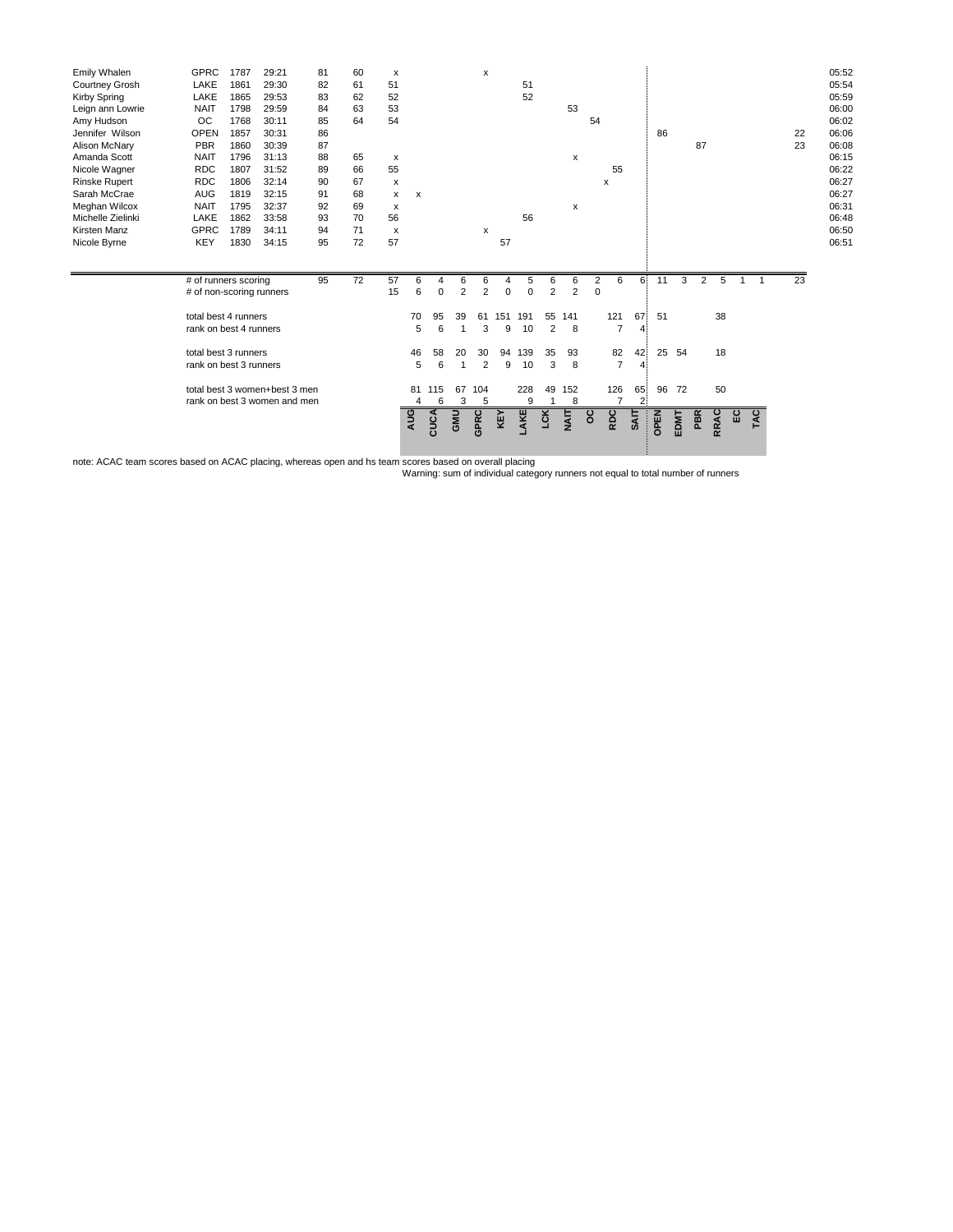| | | | | | | | AUG | CUCA | GMU | GPRC | KEY | LAKE | LCK | NAIT | OC | RDC | SAIT | OPEN | EDMT | PBR | RRAC | EC | TAC | | |
|---|---|---|---|---|---|---|---|---|---|---|---|---|---|---|---|---|---|---|---|---|---|---|---|---|---|
| Emily Whalen | GPRC | 1787 | 29:21 | 81 | 60 | x | | | | x | | | | | | | | | | | | | | | 05:52 |
| Courtney Grosh | LAKE | 1861 | 29:30 | 82 | 61 | 51 | | | | | | 51 | | | | | | | | | | | | | 05:54 |
| Kirby Spring | LAKE | 1865 | 29:53 | 83 | 62 | 52 | | | | | | 52 | | | | | | | | | | | | | 05:59 |
| Leign ann Lowrie | NAIT | 1798 | 29:59 | 84 | 63 | 53 | | | | | | | | 53 | | | | | | | | | | | 06:00 |
| Amy Hudson | OC | 1768 | 30:11 | 85 | 64 | 54 | | | | | | | | | 54 | | | | | | | | | | 06:02 |
| Jennifer Wilson | OPEN | 1857 | 30:31 | 86 | | | | | | | | | | | | | | 86 | | | | | | 22 | 06:06 |
| Alison McNary | PBR | 1860 | 30:39 | 87 | | | | | | | | | | | | | | | | 87 | | | | 23 | 06:08 |
| Amanda Scott | NAIT | 1796 | 31:13 | 88 | 65 | x | | | | | | | | x | | | | | | | | | | | 06:15 |
| Nicole Wagner | RDC | 1807 | 31:52 | 89 | 66 | 55 | | | | | | | | | | 55 | | | | | | | | | 06:22 |
| Rinske Rupert | RDC | 1806 | 32:14 | 90 | 67 | x | | | | | | | | | | x | | | | | | | | | 06:27 |
| Sarah McCrae | AUG | 1819 | 32:15 | 91 | 68 | x | x | | | | | | | | | | | | | | | | | | 06:27 |
| Meghan Wilcox | NAIT | 1795 | 32:37 | 92 | 69 | x | | | | | | | | x | | | | | | | | | | | 06:31 |
| Michelle Zielinki | LAKE | 1862 | 33:58 | 93 | 70 | 56 | | | | | | 56 | | | | | | | | | | | | | 06:48 |
| Kirsten Manz | GPRC | 1789 | 34:11 | 94 | 71 | x | | | | x | | | | | | | | | | | | | | | 06:50 |
| Nicole Byrne | KEY | 1830 | 34:15 | 95 | 72 | 57 | | | | | 57 | | | | | | | | | | | | | | 06:51 |
| # of runners scoring | | | | 95 | 72 | 57 | 6 | 4 | 6 | 6 | 4 | 5 | 6 | 6 | 2 | 6 | 6 | 11 | 3 | 2 | 5 | 1 | 1 | 23 | |
| # of non-scoring runners | | | | | | 15 | 6 | 0 | 2 | 2 | 0 | 0 | 2 | 2 | 0 | | | | | | | | | | |
| total best 4 runners | | | | | | | 70 | 95 | 39 | 61 | 151 | 191 | 55 | 141 | | 121 | 67 | 51 | | | 38 | | | | |
| rank on best 4 runners | | | | | | | 5 | 6 | 1 | 3 | 9 | 10 | 2 | 8 | | 7 | 4 | | | | | | | | |
| total best 3 runners | | | | | | | 46 | 58 | 20 | 30 | 94 | 139 | 35 | 93 | | 82 | 42 | 25 | 54 | | 18 | | | | |
| rank on best 3 runners | | | | | | | 5 | 6 | 1 | 2 | 9 | 10 | 3 | 8 | | 7 | 4 | | | | | | | | |
| total best 3 women+best 3 men | | | | | | | 81 | 115 | 67 | 104 | | 228 | 49 | 152 | | 126 | 65 | 96 | 72 | | 50 | | | | |
| rank on best 3 women and men | | | | | | | 4 | 6 | 3 | 5 | | 9 | 1 | 8 | | 7 | 2 | | | | | | | | |

note: ACAC team scores based on ACAC placing, whereas open and hs team scores based on overall placing

Warning: sum of individual category runners not equal to total number of runners